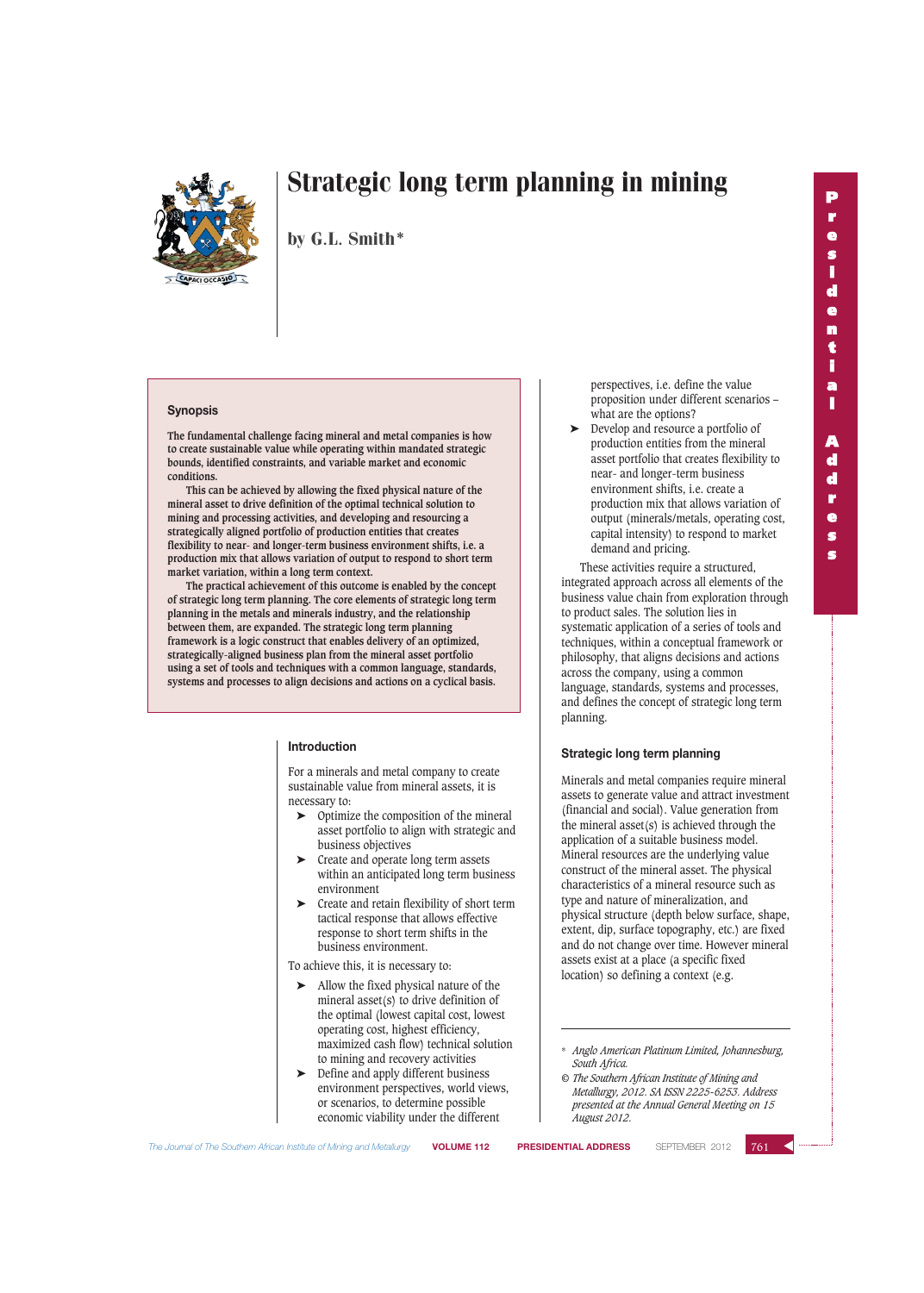# Strategic long term planning in mining

by G.L. Smith*

## Synopsis

**The fundamental challenge facing mineral and metal companies is how to create sustainable value while operating within mandated strategic bounds, identified constraints, and variable market and economic conditions.**

**This can be achieved by allowing the fixed physical nature of the mineral asset to drive definition of the optimal technical solution to mining and processing activities, and developing and resourcing a strategically aligned portfolio of production entities that creates flexibility to near- and longer-term business environment shifts, i.e. a production mix that allows variation of output to respond to short term market variation, within a long term context.**

**The practical achievement of this outcome is enabled by the concept of strategic long term planning. The core elements of strategic long term planning in the metals and minerals industry, and the relationship between them, are expanded. The strategic long term planning framework is a logic construct that enables delivery of an optimized, strategically-aligned business plan from the mineral asset portfolio using a set of tools and techniques with a common language, standards, systems and processes to align decisions and actions on a cyclical basis.**

## Introduction

For a minerals and metal company to create sustainable value from mineral assets, it is necessary to:

- Optimize the composition of the mineral asset portfolio to align with strategic and business objectives
- Create and operate long term assets within an anticipated long term business environment
- Create and retain flexibility of short term tactical response that allows effective response to short term shifts in the business environment.

To achieve this, it is necessary to:

- Allow the fixed physical nature of the mineral asset(s) to drive definition of the optimal (lowest capital cost, lowest operating cost, highest efficiency, maximized cash flow) technical solution to mining and recovery activities
- Define and apply different business environment perspectives, world views, or scenarios, to determine possible economic viability under the different perspectives, i.e. define the value proposition under different scenarios – what are the options?
- Develop and resource a portfolio of production entities from the mineral asset portfolio that creates flexibility to near- and longer-term business environment shifts, i.e. create a production mix that allows variation of output (minerals/metals, operating cost, capital intensity) to respond to market demand and pricing.

These activities require a structured, integrated approach across all elements of the business value chain from exploration through to product sales. The solution lies in systematic application of a series of tools and techniques, within a conceptual framework or philosophy, that aligns decisions and actions across the company, using a common language, standards, systems and processes, and defines the concept of strategic long term planning.

## Strategic long term planning

Minerals and metal companies require mineral assets to generate value and attract investment (financial and social). Value generation from the mineral asset(s) is achieved through the application of a suitable business model. Mineral resources are the underlying value construct of the mineral asset. The physical characteristics of a mineral resource such as type and nature of mineralization, and physical structure (depth below surface, shape, extent, dip, surface topography, etc.) are fixed and do not change over time. However mineral assets exist at a place (a specific fixed location) so defining a context (e.g.

---

\* *Anglo American Platinum Limited, Johannesburg, South Africa.*

© *The Southern African Institute of Mining and Metallurgy, 2012. SA ISSN 2225-6253. Address presented at the Annual General Meeting on 15 August 2012.*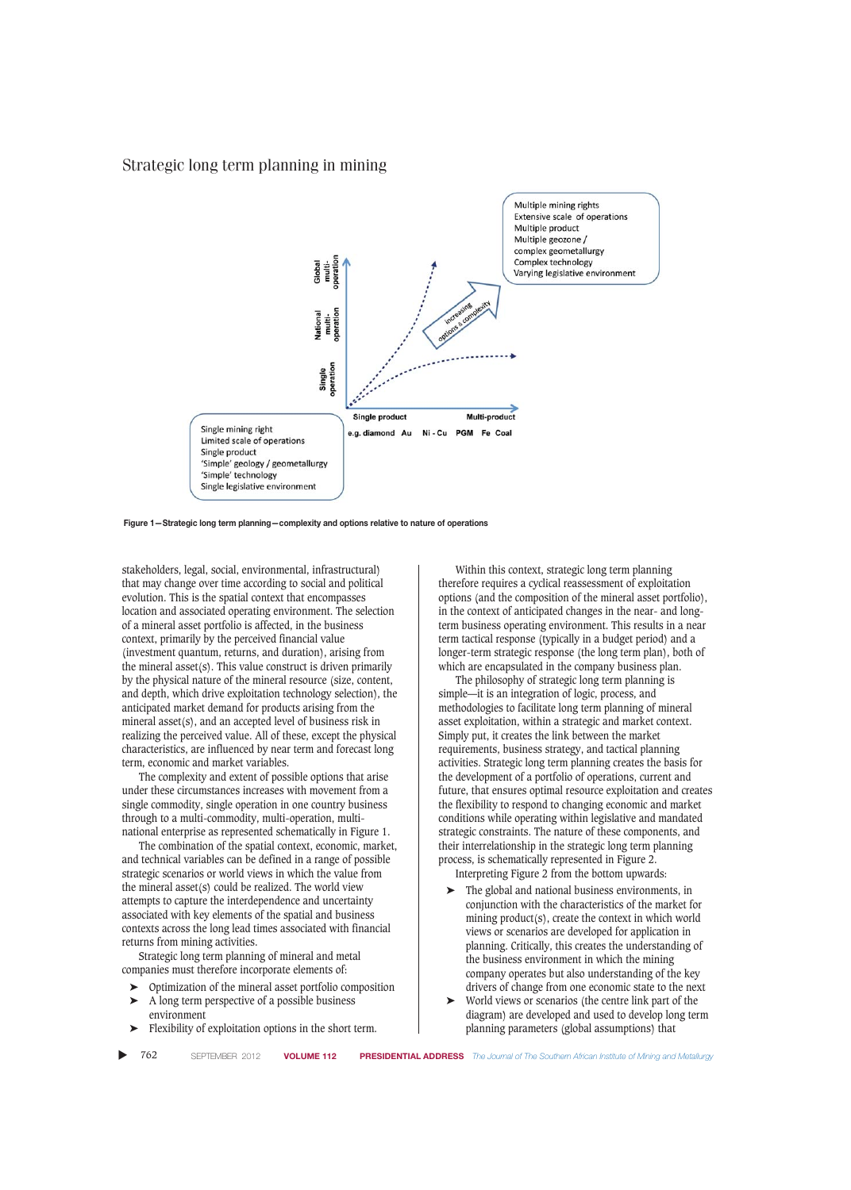Figure 1—Strategic long term planning—complexity and options relative to nature of operations

stakeholders, legal, social, environmental, infrastructural) that may change over time according to social and political evolution. This is the spatial context that encompasses location and associated operating environment. The selection of a mineral asset portfolio is affected, in the business context, primarily by the perceived financial value (investment quantum, returns, and duration), arising from the mineral asset(s). This value construct is driven primarily by the physical nature of the mineral resource (size, content, and depth, which drive exploitation technology selection), the anticipated market demand for products arising from the mineral asset(s), and an accepted level of business risk in realizing the perceived value. All of these, except the physical characteristics, are influenced by near term and forecast long term, economic and market variables.

The complexity and extent of possible options that arise under these circumstances increases with movement from a single commodity, single operation in one country business through to a multi-commodity, multi-operation, multi-national enterprise as represented schematically in Figure 1.

The combination of the spatial context, economic, market, and technical variables can be defined in a range of possible strategic scenarios or world views in which the value from the mineral asset(s) could be realized. The world view attempts to capture the interdependence and uncertainty associated with key elements of the spatial and business contexts across the long lead times associated with financial returns from mining activities.

Strategic long term planning of mineral and metal companies must therefore incorporate elements of:

- Optimization of the mineral asset portfolio composition
- A long term perspective of a possible business environment
- Flexibility of exploitation options in the short term.

Within this context, strategic long term planning therefore requires a cyclical reassessment of exploitation options (and the composition of the mineral asset portfolio), in the context of anticipated changes in the near- and long-term business operating environment. This results in a near term tactical response (typically in a budget period) and a longer-term strategic response (the long term plan), both of which are encapsulated in the company business plan.

The philosophy of strategic long term planning is simple—it is an integration of logic, process, and methodologies to facilitate long term planning of mineral asset exploitation, within a strategic and market context. Simply put, it creates the link between the market requirements, business strategy, and tactical planning activities. Strategic long term planning creates the basis for the development of a portfolio of operations, current and future, that ensures optimal resource exploitation and creates the flexibility to respond to changing economic and market conditions while operating within legislative and mandated strategic constraints. The nature of these components, and their interrelationship in the strategic long term planning process, is schematically represented in Figure 2.

Interpreting Figure 2 from the bottom upwards:

- The global and national business environments, in conjunction with the characteristics of the market for mining product(s), create the context in which world views or scenarios are developed for application in planning. Critically, this creates the understanding of the business environment in which the mining company operates but also understanding of the key drivers of change from one economic state to the next
- World views or scenarios (the centre link part of the diagram) are developed and used to develop long term planning parameters (global assumptions) that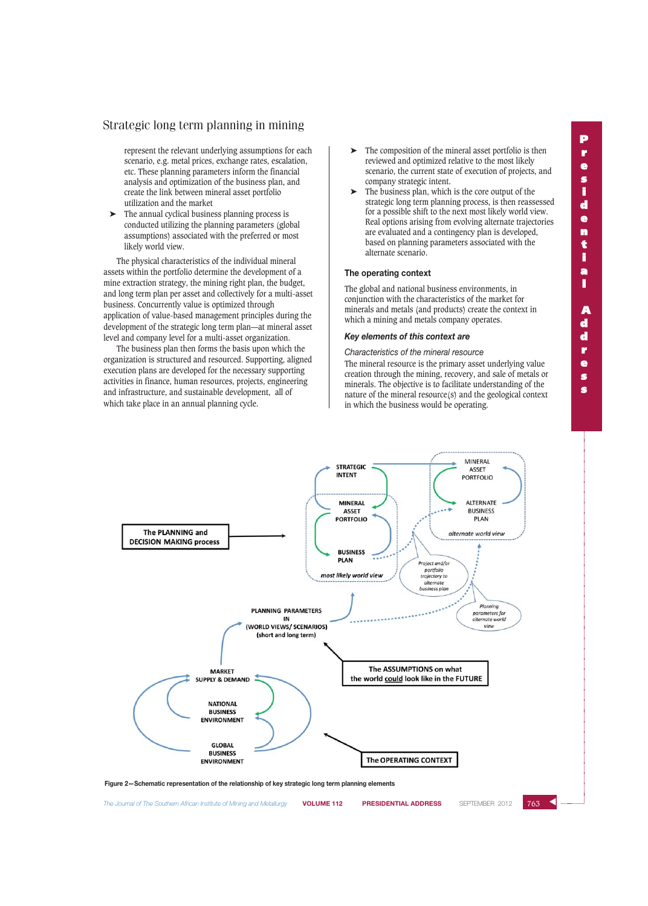represent the relevant underlying assumptions for each scenario, e.g. metal prices, exchange rates, escalation, etc. These planning parameters inform the financial analysis and optimization of the business plan, and create the link between mineral asset portfolio utilization and the market

- The annual cyclical business planning process is conducted utilizing the planning parameters (global assumptions) associated with the preferred or most likely world view.

The physical characteristics of the individual mineral assets within the portfolio determine the development of a mine extraction strategy, the mining right plan, the budget, and long term plan per asset and collectively for a multi-asset business. Concurrently value is optimized through application of value-based management principles during the development of the strategic long term plan—at mineral asset level and company level for a multi-asset organization.

The business plan then forms the basis upon which the organization is structured and resourced. Supporting, aligned execution plans are developed for the necessary supporting activities in finance, human resources, projects, engineering and infrastructure, and sustainable development, all of which take place in an annual planning cycle.

- The composition of the mineral asset portfolio is then reviewed and optimized relative to the most likely scenario, the current state of execution of projects, and company strategic intent.
- The business plan, which is the core output of the strategic long term planning process, is then reassessed for a possible shift to the next most likely world view. Real options arising from evolving alternate trajectories are evaluated and a contingency plan is developed, based on planning parameters associated with the alternate scenario.

### The operating context

The global and national business environments, in conjunction with the characteristics of the market for minerals and metals (and products) create the context in which a mining and metals company operates.

#### *Key elements of this context are*

*Characteristics of the mineral resource*

The mineral resource is the primary asset underlying value creation through the mining, recovery, and sale of metals or minerals. The objective is to facilitate understanding of the nature of the mineral resource(s) and the geological context in which the business would be operating.

**Figure 2—Schematic representation of the relationship of key strategic long term planning elements**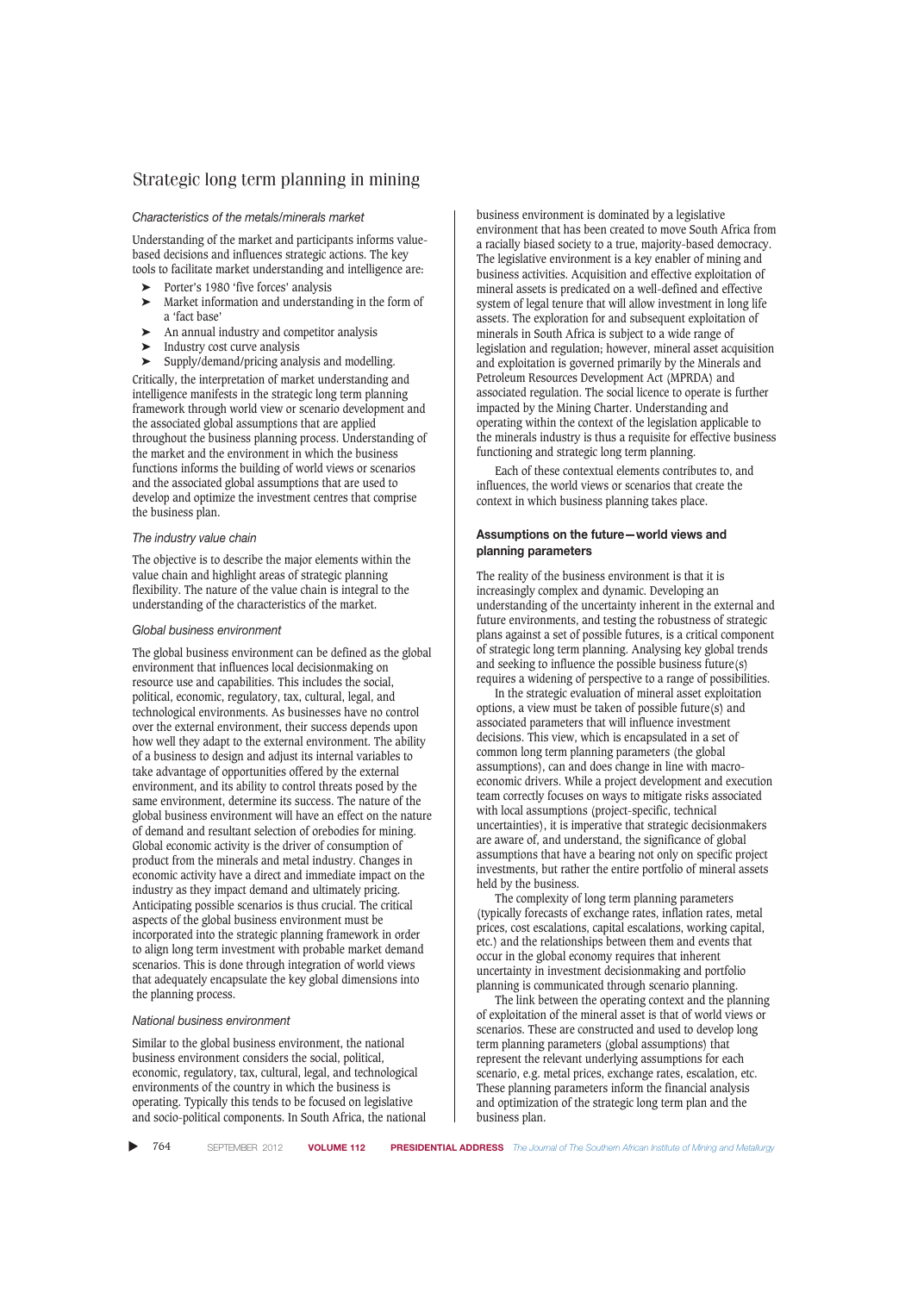## Strategic long term planning in mining

*Characteristics of the metals/minerals market*

Understanding of the market and participants informs value-based decisions and influences strategic actions. The key tools to facilitate market understanding and intelligence are:

- Porter's 1980 'five forces' analysis
- Market information and understanding in the form of a 'fact base'
- An annual industry and competitor analysis
- Industry cost curve analysis
- Supply/demand/pricing analysis and modelling.

Critically, the interpretation of market understanding and intelligence manifests in the strategic long term planning framework through world view or scenario development and the associated global assumptions that are applied throughout the business planning process. Understanding of the market and the environment in which the business functions informs the building of world views or scenarios and the associated global assumptions that are used to develop and optimize the investment centres that comprise the business plan.

*The industry value chain*

The objective is to describe the major elements within the value chain and highlight areas of strategic planning flexibility. The nature of the value chain is integral to the understanding of the characteristics of the market.

*Global business environment*

The global business environment can be defined as the global environment that influences local decisionmaking on resource use and capabilities. This includes the social, political, economic, regulatory, tax, cultural, legal, and technological environments. As businesses have no control over the external environment, their success depends upon how well they adapt to the external environment. The ability of a business to design and adjust its internal variables to take advantage of opportunities offered by the external environment, and its ability to control threats posed by the same environment, determine its success. The nature of the global business environment will have an effect on the nature of demand and resultant selection of orebodies for mining. Global economic activity is the driver of consumption of product from the minerals and metal industry. Changes in economic activity have a direct and immediate impact on the industry as they impact demand and ultimately pricing. Anticipating possible scenarios is thus crucial. The critical aspects of the global business environment must be incorporated into the strategic planning framework in order to align long term investment with probable market demand scenarios. This is done through integration of world views that adequately encapsulate the key global dimensions into the planning process.

*National business environment*

Similar to the global business environment, the national business environment considers the social, political, economic, regulatory, tax, cultural, legal, and technological environments of the country in which the business is operating. Typically this tends to be focused on legislative and socio-political components. In South Africa, the national business environment is dominated by a legislative environment that has been created to move South Africa from a racially biased society to a true, majority-based democracy. The legislative environment is a key enabler of mining and business activities. Acquisition and effective exploitation of mineral assets is predicated on a well-defined and effective system of legal tenure that will allow investment in long life assets. The exploration for and subsequent exploitation of minerals in South Africa is subject to a wide range of legislation and regulation; however, mineral asset acquisition and exploitation is governed primarily by the Minerals and Petroleum Resources Development Act (MPRDA) and associated regulation. The social licence to operate is further impacted by the Mining Charter. Understanding and operating within the context of the legislation applicable to the minerals industry is thus a requisite for effective business functioning and strategic long term planning.

Each of these contextual elements contributes to, and influences, the world views or scenarios that create the context in which business planning takes place.

### Assumptions on the future—world views and planning parameters

The reality of the business environment is that it is increasingly complex and dynamic. Developing an understanding of the uncertainty inherent in the external and future environments, and testing the robustness of strategic plans against a set of possible futures, is a critical component of strategic long term planning. Analysing key global trends and seeking to influence the possible business future(s) requires a widening of perspective to a range of possibilities.

In the strategic evaluation of mineral asset exploitation options, a view must be taken of possible future(s) and associated parameters that will influence investment decisions. This view, which is encapsulated in a set of common long term planning parameters (the global assumptions), can and does change in line with macro-economic drivers. While a project development and execution team correctly focuses on ways to mitigate risks associated with local assumptions (project-specific, technical uncertainties), it is imperative that strategic decisionmakers are aware of, and understand, the significance of global assumptions that have a bearing not only on specific project investments, but rather the entire portfolio of mineral assets held by the business.

The complexity of long term planning parameters (typically forecasts of exchange rates, inflation rates, metal prices, cost escalations, capital escalations, working capital, etc.) and the relationships between them and events that occur in the global economy requires that inherent uncertainty in investment decisionmaking and portfolio planning is communicated through scenario planning.

The link between the operating context and the planning of exploitation of the mineral asset is that of world views or scenarios. These are constructed and used to develop long term planning parameters (global assumptions) that represent the relevant underlying assumptions for each scenario, e.g. metal prices, exchange rates, escalation, etc. These planning parameters inform the financial analysis and optimization of the strategic long term plan and the business plan.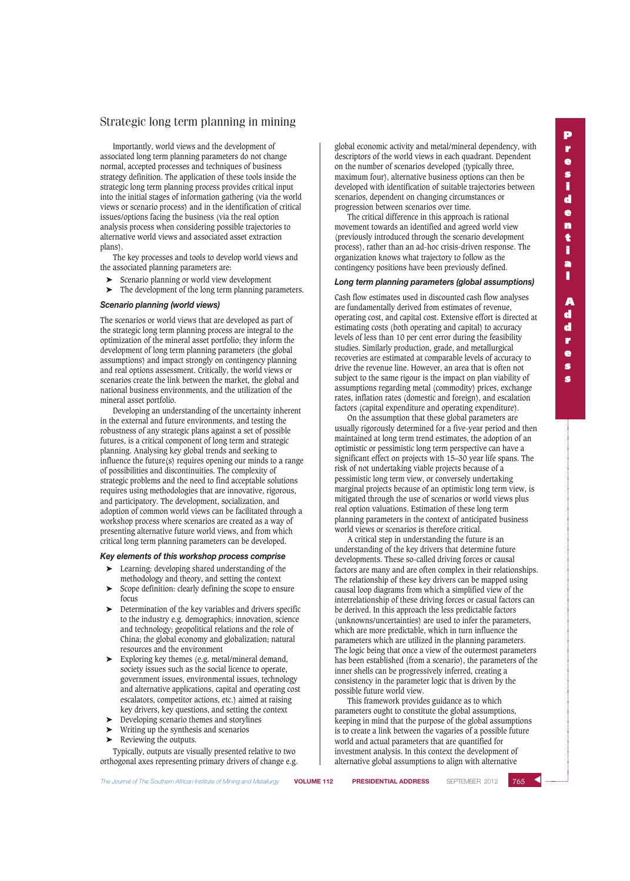Importantly, world views and the development of associated long term planning parameters do not change normal, accepted processes and techniques of business strategy definition. The application of these tools inside the strategic long term planning process provides critical input into the initial stages of information gathering (via the world views or scenario process) and in the identification of critical issues/options facing the business (via the real option analysis process when considering possible trajectories to alternative world views and associated asset extraction plans).

The key processes and tools to develop world views and the associated planning parameters are:

- Scenario planning or world view development
- The development of the long term planning parameters.

### *Scenario planning (world views)*

The scenarios or world views that are developed as part of the strategic long term planning process are integral to the optimization of the mineral asset portfolio; they inform the development of long term planning parameters (the global assumptions) and impact strongly on contingency planning and real options assessment. Critically, the world views or scenarios create the link between the market, the global and national business environments, and the utilization of the mineral asset portfolio.

Developing an understanding of the uncertainty inherent in the external and future environments, and testing the robustness of any strategic plans against a set of possible futures, is a critical component of long term and strategic planning. Analysing key global trends and seeking to influence the future(s) requires opening our minds to a range of possibilities and discontinuities. The complexity of strategic problems and the need to find acceptable solutions requires using methodologies that are innovative, rigorous, and participatory. The development, socialization, and adoption of common world views can be facilitated through a workshop process where scenarios are created as a way of presenting alternative future world views, and from which critical long term planning parameters can be developed.

### *Key elements of this workshop process comprise*

- Learning: developing shared understanding of the methodology and theory, and setting the context
- Scope definition: clearly defining the scope to ensure focus
- Determination of the key variables and drivers specific to the industry e.g. demographics; innovation, science and technology; geopolitical relations and the role of China; the global economy and globalization; natural resources and the environment
- Exploring key themes (e.g. metal/mineral demand, society issues such as the social licence to operate, government issues, environmental issues, technology and alternative applications, capital and operating cost escalators, competitor actions, etc.) aimed at raising key drivers, key questions, and setting the context
- Developing scenario themes and storylines
- Writing up the synthesis and scenarios
- Reviewing the outputs.

Typically, outputs are visually presented relative to two orthogonal axes representing primary drivers of change e.g. global economic activity and metal/mineral dependency, with descriptors of the world views in each quadrant. Dependent on the number of scenarios developed (typically three, maximum four), alternative business options can then be developed with identification of suitable trajectories between scenarios, dependent on changing circumstances or progression between scenarios over time.

The critical difference in this approach is rational movement towards an identified and agreed world view (previously introduced through the scenario development process), rather than an ad-hoc crisis-driven response. The organization knows what trajectory to follow as the contingency positions have been previously defined.

### *Long term planning parameters (global assumptions)*

Cash flow estimates used in discounted cash flow analyses are fundamentally derived from estimates of revenue, operating cost, and capital cost. Extensive effort is directed at estimating costs (both operating and capital) to accuracy levels of less than 10 per cent error during the feasibility studies. Similarly production, grade, and metallurgical recoveries are estimated at comparable levels of accuracy to drive the revenue line. However, an area that is often not subject to the same rigour is the impact on plan viability of assumptions regarding metal (commodity) prices, exchange rates, inflation rates (domestic and foreign), and escalation factors (capital expenditure and operating expenditure).

On the assumption that these global parameters are usually rigorously determined for a five-year period and then maintained at long term trend estimates, the adoption of an optimistic or pessimistic long term perspective can have a significant effect on projects with 15–30 year life spans. The risk of not undertaking viable projects because of a pessimistic long term view, or conversely undertaking marginal projects because of an optimistic long term view, is mitigated through the use of scenarios or world views plus real option valuations. Estimation of these long term planning parameters in the context of anticipated business world views or scenarios is therefore critical.

A critical step in understanding the future is an understanding of the key drivers that determine future developments. These so-called driving forces or causal factors are many and are often complex in their relationships. The relationship of these key drivers can be mapped using causal loop diagrams from which a simplified view of the interrelationship of these driving forces or casual factors can be derived. In this approach the less predictable factors (unknowns/uncertainties) are used to infer the parameters, which are more predictable, which in turn influence the parameters which are utilized in the planning parameters. The logic being that once a view of the outermost parameters has been established (from a scenario), the parameters of the inner shells can be progressively inferred, creating a consistency in the parameter logic that is driven by the possible future world view.

This framework provides guidance as to which parameters ought to constitute the global assumptions, keeping in mind that the purpose of the global assumptions is to create a link between the vagaries of a possible future world and actual parameters that are quantified for investment analysis. In this context the development of alternative global assumptions to align with alternative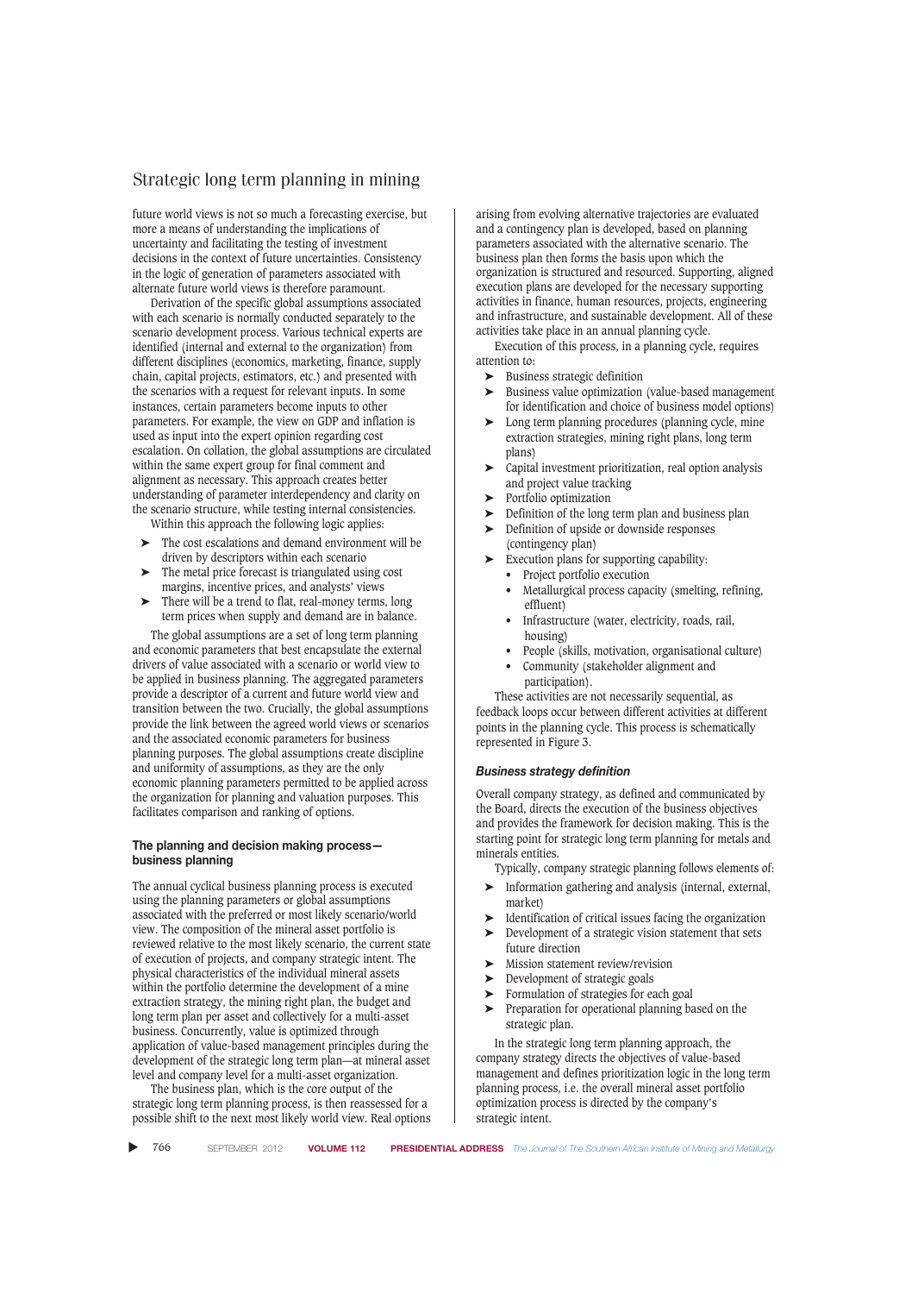future world views is not so much a forecasting exercise, but more a means of understanding the implications of uncertainty and facilitating the testing of investment decisions in the context of future uncertainties. Consistency in the logic of generation of parameters associated with alternate future world views is therefore paramount.

Derivation of the specific global assumptions associated with each scenario is normally conducted separately to the scenario development process. Various technical experts are identified (internal and external to the organization) from different disciplines (economics, marketing, finance, supply chain, capital projects, estimators, etc.) and presented with the scenarios with a request for relevant inputs. In some instances, certain parameters become inputs to other parameters. For example, the view on GDP and inflation is used as input into the expert opinion regarding cost escalation. On collation, the global assumptions are circulated within the same expert group for final comment and alignment as necessary. This approach creates better understanding of parameter interdependency and clarity on the scenario structure, while testing internal consistencies.

Within this approach the following logic applies:

- The cost escalations and demand environment will be driven by descriptors within each scenario
- The metal price forecast is triangulated using cost margins, incentive prices, and analysts' views
- There will be a trend to flat, real-money terms, long term prices when supply and demand are in balance.

The global assumptions are a set of long term planning and economic parameters that best encapsulate the external drivers of value associated with a scenario or world view to be applied in business planning. The aggregated parameters provide a descriptor of a current and future world view and transition between the two. Crucially, the global assumptions provide the link between the agreed world views or scenarios and the associated economic parameters for business planning purposes. The global assumptions create discipline and uniformity of assumptions, as they are the only economic planning parameters permitted to be applied across the organization for planning and valuation purposes. This facilitates comparison and ranking of options.

## The planning and decision making process—business planning

The annual cyclical business planning process is executed using the planning parameters or global assumptions associated with the preferred or most likely scenario/world view. The composition of the mineral asset portfolio is reviewed relative to the most likely scenario, the current state of execution of projects, and company strategic intent. The physical characteristics of the individual mineral assets within the portfolio determine the development of a mine extraction strategy, the mining right plan, the budget and long term plan per asset and collectively for a multi-asset business. Concurrently, value is optimized through application of value-based management principles during the development of the strategic long term plan—at mineral asset level and company level for a multi-asset organization.

The business plan, which is the core output of the strategic long term planning process, is then reassessed for a possible shift to the next most likely world view. Real options arising from evolving alternative trajectories are evaluated and a contingency plan is developed, based on planning parameters associated with the alternative scenario. The business plan then forms the basis upon which the organization is structured and resourced. Supporting, aligned execution plans are developed for the necessary supporting activities in finance, human resources, projects, engineering and infrastructure, and sustainable development. All of these activities take place in an annual planning cycle.

Execution of this process, in a planning cycle, requires attention to:

- Business strategic definition
- Business value optimization (value-based management for identification and choice of business model options)
- Long term planning procedures (planning cycle, mine extraction strategies, mining right plans, long term plans)
- Capital investment prioritization, real option analysis and project value tracking
- Portfolio optimization
- Definition of the long term plan and business plan
- Definition of upside or downside responses (contingency plan)
- Execution plans for supporting capability:
  - Project portfolio execution
  - Metallurgical process capacity (smelting, refining, effluent)
  - Infrastructure (water, electricity, roads, rail, housing)
  - People (skills, motivation, organisational culture)
  - Community (stakeholder alignment and participation).

These activities are not necessarily sequential, as feedback loops occur between different activities at different points in the planning cycle. This process is schematically represented in Figure 3.

### *Business strategy definition*

Overall company strategy, as defined and communicated by the Board, directs the execution of the business objectives and provides the framework for decision making. This is the starting point for strategic long term planning for metals and minerals entities.

Typically, company strategic planning follows elements of:

- Information gathering and analysis (internal, external, market)
- Identification of critical issues facing the organization
- Development of a strategic vision statement that sets future direction
- Mission statement review/revision
- Development of strategic goals
- Formulation of strategies for each goal
- Preparation for operational planning based on the strategic plan.

In the strategic long term planning approach, the company strategy directs the objectives of value-based management and defines prioritization logic in the long term planning process, i.e. the overall mineral asset portfolio optimization process is directed by the company's strategic intent.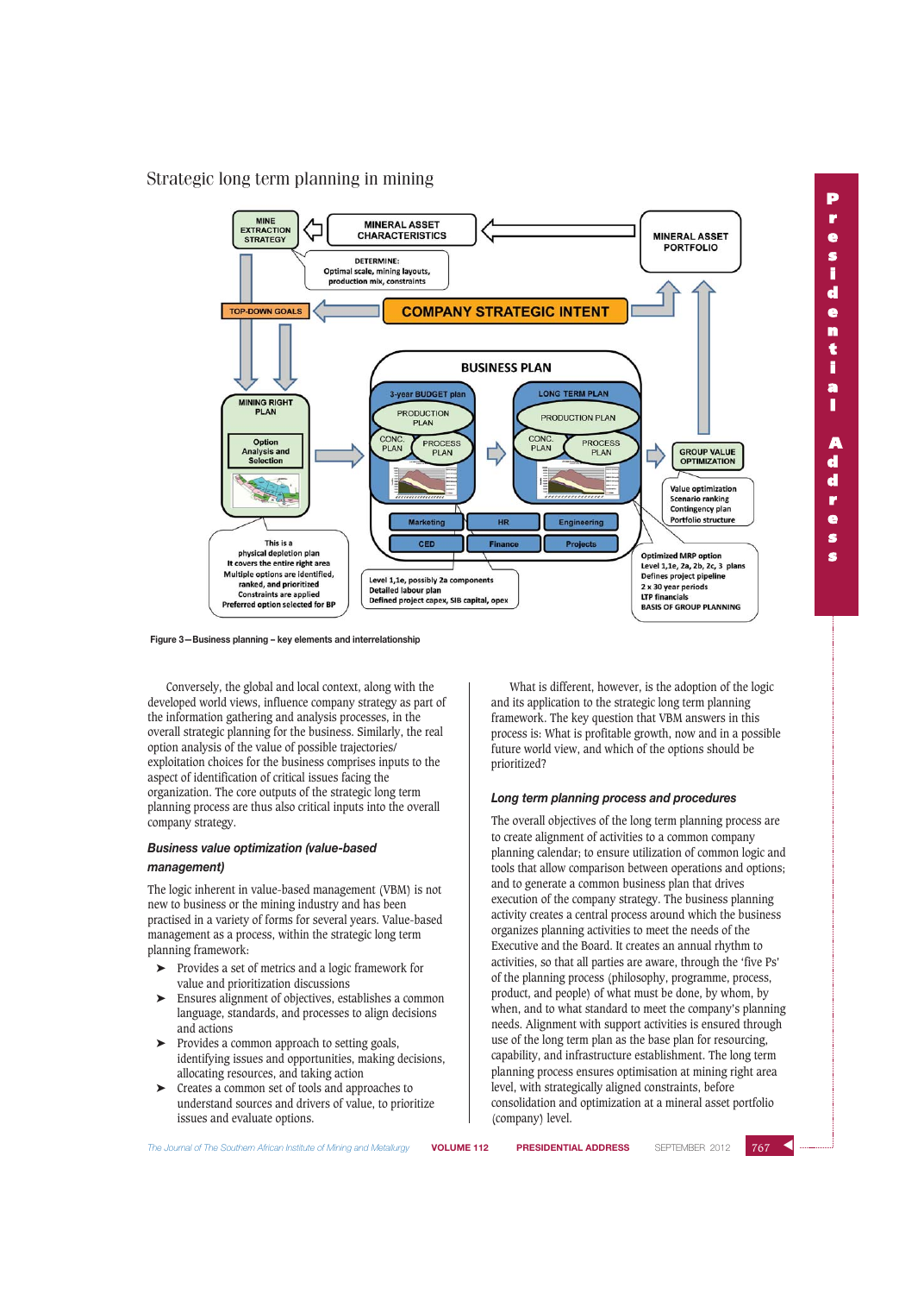Figure 3—Business planning – key elements and interrelationship

Conversely, the global and local context, along with the developed world views, influence company strategy as part of the information gathering and analysis processes, in the overall strategic planning for the business. Similarly, the real option analysis of the value of possible trajectories/ exploitation choices for the business comprises inputs to the aspect of identification of critical issues facing the organization. The core outputs of the strategic long term planning process are thus also critical inputs into the overall company strategy.

### *Business value optimization (value-based management)*

The logic inherent in value-based management (VBM) is not new to business or the mining industry and has been practised in a variety of forms for several years. Value-based management as a process, within the strategic long term planning framework:

- ➤ Provides a set of metrics and a logic framework for value and prioritization discussions
- ➤ Ensures alignment of objectives, establishes a common language, standards, and processes to align decisions and actions
- ➤ Provides a common approach to setting goals, identifying issues and opportunities, making decisions, allocating resources, and taking action
- ➤ Creates a common set of tools and approaches to understand sources and drivers of value, to prioritize issues and evaluate options.

What is different, however, is the adoption of the logic and its application to the strategic long term planning framework. The key question that VBM answers in this process is: What is profitable growth, now and in a possible future world view, and which of the options should be prioritized?

### *Long term planning process and procedures*

The overall objectives of the long term planning process are to create alignment of activities to a common company planning calendar; to ensure utilization of common logic and tools that allow comparison between operations and options; and to generate a common business plan that drives execution of the company strategy. The business planning activity creates a central process around which the business organizes planning activities to meet the needs of the Executive and the Board. It creates an annual rhythm to activities, so that all parties are aware, through the 'five Ps' of the planning process (philosophy, programme, process, product, and people) of what must be done, by whom, by when, and to what standard to meet the company's planning needs. Alignment with support activities is ensured through use of the long term plan as the base plan for resourcing, capability, and infrastructure establishment. The long term planning process ensures optimisation at mining right area level, with strategically aligned constraints, before consolidation and optimization at a mineral asset portfolio (company) level.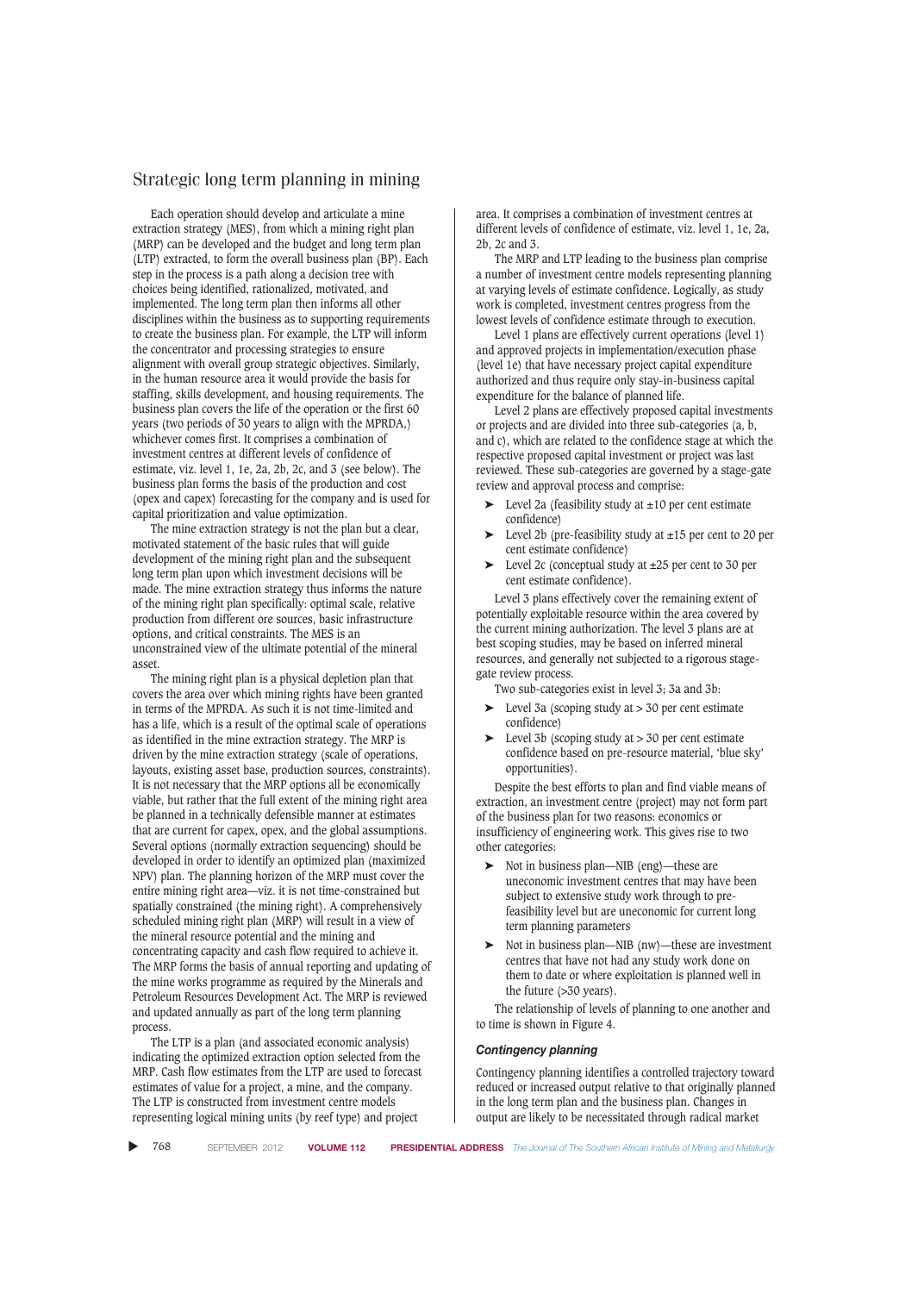Each operation should develop and articulate a mine extraction strategy (MES), from which a mining right plan (MRP) can be developed and the budget and long term plan (LTP) extracted, to form the overall business plan (BP). Each step in the process is a path along a decision tree with choices being identified, rationalized, motivated, and implemented. The long term plan then informs all other disciplines within the business as to supporting requirements to create the business plan. For example, the LTP will inform the concentrator and processing strategies to ensure alignment with overall group strategic objectives. Similarly, in the human resource area it would provide the basis for staffing, skills development, and housing requirements. The business plan covers the life of the operation or the first 60 years (two periods of 30 years to align with the MPRDA,) whichever comes first. It comprises a combination of investment centres at different levels of confidence of estimate, viz. level 1, 1e, 2a, 2b, 2c, and 3 (see below). The business plan forms the basis of the production and cost (opex and capex) forecasting for the company and is used for capital prioritization and value optimization.

The mine extraction strategy is not the plan but a clear, motivated statement of the basic rules that will guide development of the mining right plan and the subsequent long term plan upon which investment decisions will be made. The mine extraction strategy thus informs the nature of the mining right plan specifically: optimal scale, relative production from different ore sources, basic infrastructure options, and critical constraints. The MES is an unconstrained view of the ultimate potential of the mineral asset.

The mining right plan is a physical depletion plan that covers the area over which mining rights have been granted in terms of the MPRDA. As such it is not time-limited and has a life, which is a result of the optimal scale of operations as identified in the mine extraction strategy. The MRP is driven by the mine extraction strategy (scale of operations, layouts, existing asset base, production sources, constraints). It is not necessary that the MRP options all be economically viable, but rather that the full extent of the mining right area be planned in a technically defensible manner at estimates that are current for capex, opex, and the global assumptions. Several options (normally extraction sequencing) should be developed in order to identify an optimized plan (maximized NPV) plan. The planning horizon of the MRP must cover the entire mining right area—viz. it is not time-constrained but spatially constrained (the mining right). A comprehensively scheduled mining right plan (MRP) will result in a view of the mineral resource potential and the mining and concentrating capacity and cash flow required to achieve it. The MRP forms the basis of annual reporting and updating of the mine works programme as required by the Minerals and Petroleum Resources Development Act. The MRP is reviewed and updated annually as part of the long term planning process.

The LTP is a plan (and associated economic analysis) indicating the optimized extraction option selected from the MRP. Cash flow estimates from the LTP are used to forecast estimates of value for a project, a mine, and the company. The LTP is constructed from investment centre models representing logical mining units (by reef type) and project area. It comprises a combination of investment centres at different levels of confidence of estimate, viz. level 1, 1e, 2a, 2b, 2c and 3.

The MRP and LTP leading to the business plan comprise a number of investment centre models representing planning at varying levels of estimate confidence. Logically, as study work is completed, investment centres progress from the lowest levels of confidence estimate through to execution.

Level 1 plans are effectively current operations (level 1) and approved projects in implementation/execution phase (level 1e) that have necessary project capital expenditure authorized and thus require only stay-in-business capital expenditure for the balance of planned life.

Level 2 plans are effectively proposed capital investments or projects and are divided into three sub-categories (a, b, and c), which are related to the confidence stage at which the respective proposed capital investment or project was last reviewed. These sub-categories are governed by a stage-gate review and approval process and comprise:

- Level 2a (feasibility study at ±10 per cent estimate confidence)
- Level 2b (pre-feasibility study at ±15 per cent to 20 per cent estimate confidence)
- Level 2c (conceptual study at ±25 per cent to 30 per cent estimate confidence).

Level 3 plans effectively cover the remaining extent of potentially exploitable resource within the area covered by the current mining authorization. The level 3 plans are at best scoping studies, may be based on inferred mineral resources, and generally not subjected to a rigorous stage-gate review process.

Two sub-categories exist in level 3; 3a and 3b:

- Level 3a (scoping study at > 30 per cent estimate confidence)
- Level 3b (scoping study at > 30 per cent estimate confidence based on pre-resource material, 'blue sky' opportunities).

Despite the best efforts to plan and find viable means of extraction, an investment centre (project) may not form part of the business plan for two reasons: economics or insufficiency of engineering work. This gives rise to two other categories:

- Not in business plan—NIB (eng)—these are uneconomic investment centres that may have been subject to extensive study work through to pre-feasibility level but are uneconomic for current long term planning parameters
- Not in business plan—NIB (nw)—these are investment centres that have not had any study work done on them to date or where exploitation is planned well in the future (>30 years).

The relationship of levels of planning to one another and to time is shown in Figure 4.

### *Contingency planning*

Contingency planning identifies a controlled trajectory toward reduced or increased output relative to that originally planned in the long term plan and the business plan. Changes in output are likely to be necessitated through radical market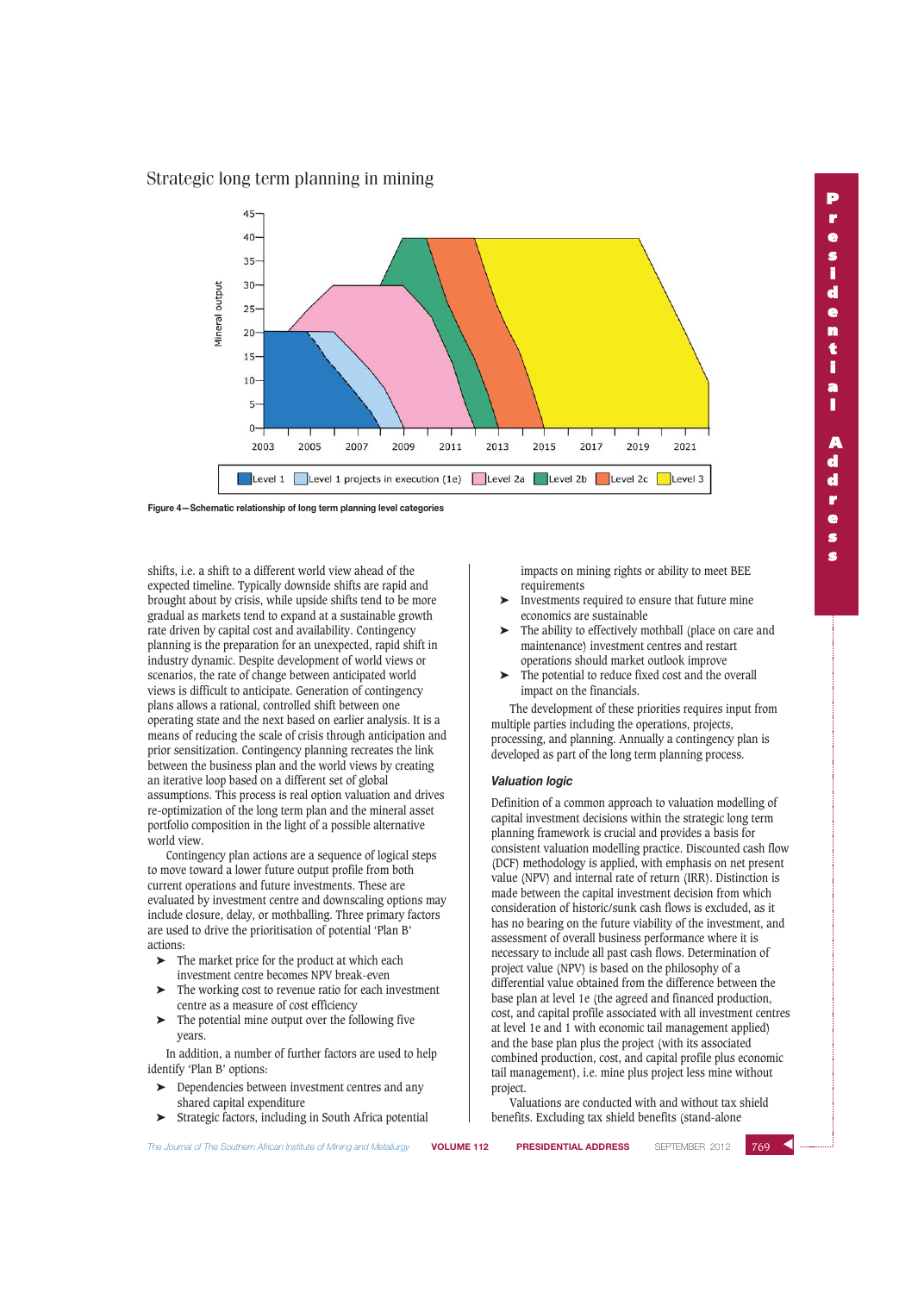Figure 4—Schematic relationship of long term planning level categories

shifts, i.e. a shift to a different world view ahead of the expected timeline. Typically downside shifts are rapid and brought about by crisis, while upside shifts tend to be more gradual as markets tend to expand at a sustainable growth rate driven by capital cost and availability. Contingency planning is the preparation for an unexpected, rapid shift in industry dynamic. Despite development of world views or scenarios, the rate of change between anticipated world views is difficult to anticipate. Generation of contingency plans allows a rational, controlled shift between one operating state and the next based on earlier analysis. It is a means of reducing the scale of crisis through anticipation and prior sensitization. Contingency planning recreates the link between the business plan and the world views by creating an iterative loop based on a different set of global assumptions. This process is real option valuation and drives re-optimization of the long term plan and the mineral asset portfolio composition in the light of a possible alternative world view.

Contingency plan actions are a sequence of logical steps to move toward a lower future output profile from both current operations and future investments. These are evaluated by investment centre and downscaling options may include closure, delay, or mothballing. Three primary factors are used to drive the prioritisation of potential 'Plan B' actions:

- The market price for the product at which each investment centre becomes NPV break-even
- The working cost to revenue ratio for each investment centre as a measure of cost efficiency
- The potential mine output over the following five years.

In addition, a number of further factors are used to help identify 'Plan B' options:

- Dependencies between investment centres and any shared capital expenditure
- Strategic factors, including in South Africa potential impacts on mining rights or ability to meet BEE requirements
- Investments required to ensure that future mine economics are sustainable
- The ability to effectively mothball (place on care and maintenance) investment centres and restart operations should market outlook improve
- The potential to reduce fixed cost and the overall impact on the financials.

The development of these priorities requires input from multiple parties including the operations, projects, processing, and planning. Annually a contingency plan is developed as part of the long term planning process.

### *Valuation logic*

Definition of a common approach to valuation modelling of capital investment decisions within the strategic long term planning framework is crucial and provides a basis for consistent valuation modelling practice. Discounted cash flow (DCF) methodology is applied, with emphasis on net present value (NPV) and internal rate of return (IRR). Distinction is made between the capital investment decision from which consideration of historic/sunk cash flows is excluded, as it has no bearing on the future viability of the investment, and assessment of overall business performance where it is necessary to include all past cash flows. Determination of project value (NPV) is based on the philosophy of a differential value obtained from the difference between the base plan at level 1e (the agreed and financed production, cost, and capital profile associated with all investment centres at level 1e and 1 with economic tail management applied) and the base plan plus the project (with its associated combined production, cost, and capital profile plus economic tail management), i.e. mine plus project less mine without project.

Valuations are conducted with and without tax shield benefits. Excluding tax shield benefits (stand-alone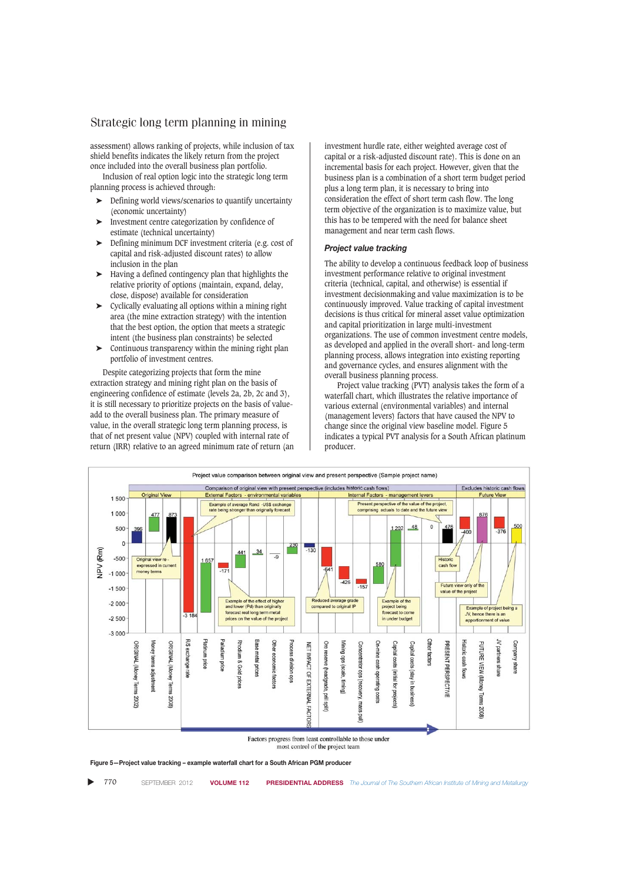assessment) allows ranking of projects, while inclusion of tax shield benefits indicates the likely return from the project once included into the overall business plan portfolio.

Inclusion of real option logic into the strategic long term planning process is achieved through:

- Defining world views/scenarios to quantify uncertainty (economic uncertainty)
- Investment centre categorization by confidence of estimate (technical uncertainty)
- Defining minimum DCF investment criteria (e.g. cost of capital and risk-adjusted discount rates) to allow inclusion in the plan
- Having a defined contingency plan that highlights the relative priority of options (maintain, expand, delay, close, dispose) available for consideration
- Cyclically evaluating all options within a mining right area (the mine extraction strategy) with the intention that the best option, the option that meets a strategic intent (the business plan constraints) be selected
- Continuous transparency within the mining right plan portfolio of investment centres.

Despite categorizing projects that form the mine extraction strategy and mining right plan on the basis of engineering confidence of estimate (levels 2a, 2b, 2c and 3), it is still necessary to prioritize projects on the basis of value-add to the overall business plan. The primary measure of value, in the overall strategic long term planning process, is that of net present value (NPV) coupled with internal rate of return (IRR) relative to an agreed minimum rate of return (an investment hurdle rate, either weighted average cost of capital or a risk-adjusted discount rate). This is done on an incremental basis for each project. However, given that the business plan is a combination of a short term budget period plus a long term plan, it is necessary to bring into consideration the effect of short term cash flow. The long term objective of the organization is to maximize value, but this has to be tempered with the need for balance sheet management and near term cash flows.

### *Project value tracking*

The ability to develop a continuous feedback loop of business investment performance relative to original investment criteria (technical, capital, and otherwise) is essential if investment decisionmaking and value maximization is to be continuously improved. Value tracking of capital investment decisions is thus critical for mineral asset value optimization and capital prioritization in large multi-investment organizations. The use of common investment centre models, as developed and applied in the overall short- and long-term planning process, allows integration into existing reporting and governance cycles, and ensures alignment with the overall business planning process.

Project value tracking (PVT) analysis takes the form of a waterfall chart, which illustrates the relative importance of various external (environmental variables) and internal (management levers) factors that have caused the NPV to change since the original view baseline model. Figure 5 indicates a typical PVT analysis for a South African platinum producer.

**Figure 5—Project value tracking – example waterfall chart for a South African PGM producer**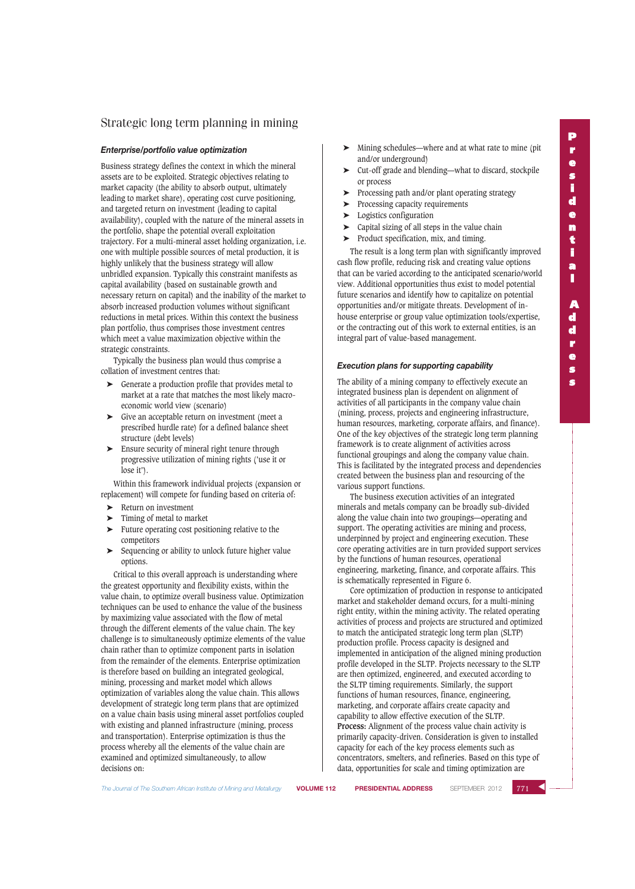### *Enterprise/portfolio value optimization*

Business strategy defines the context in which the mineral assets are to be exploited. Strategic objectives relating to market capacity (the ability to absorb output, ultimately leading to market share), operating cost curve positioning, and targeted return on investment (leading to capital availability), coupled with the nature of the mineral assets in the portfolio, shape the potential overall exploitation trajectory. For a multi-mineral asset holding organization, i.e. one with multiple possible sources of metal production, it is highly unlikely that the business strategy will allow unbridled expansion. Typically this constraint manifests as capital availability (based on sustainable growth and necessary return on capital) and the inability of the market to absorb increased production volumes without significant reductions in metal prices. Within this context the business plan portfolio, thus comprises those investment centres which meet a value maximization objective within the strategic constraints.

Typically the business plan would thus comprise a collation of investment centres that:

- Generate a production profile that provides metal to market at a rate that matches the most likely macro-economic world view (scenario)
- Give an acceptable return on investment (meet a prescribed hurdle rate) for a defined balance sheet structure (debt levels)
- Ensure security of mineral right tenure through progressive utilization of mining rights ('use it or lose it').

Within this framework individual projects (expansion or replacement) will compete for funding based on criteria of:

- Return on investment
- Timing of metal to market
- Future operating cost positioning relative to the competitors
- Sequencing or ability to unlock future higher value options.

Critical to this overall approach is understanding where the greatest opportunity and flexibility exists, within the value chain, to optimize overall business value. Optimization techniques can be used to enhance the value of the business by maximizing value associated with the flow of metal through the different elements of the value chain. The key challenge is to simultaneously optimize elements of the value chain rather than to optimize component parts in isolation from the remainder of the elements. Enterprise optimization is therefore based on building an integrated geological, mining, processing and market model which allows optimization of variables along the value chain. This allows development of strategic long term plans that are optimized on a value chain basis using mineral asset portfolios coupled with existing and planned infrastructure (mining, process and transportation). Enterprise optimization is thus the process whereby all the elements of the value chain are examined and optimized simultaneously, to allow decisions on:

- Mining schedules—where and at what rate to mine (pit and/or underground)
- Cut-off grade and blending—what to discard, stockpile or process
- Processing path and/or plant operating strategy
- Processing capacity requirements
- Logistics configuration
- Capital sizing of all steps in the value chain
- Product specification, mix, and timing.

The result is a long term plan with significantly improved cash flow profile, reducing risk and creating value options that can be varied according to the anticipated scenario/world view. Additional opportunities thus exist to model potential future scenarios and identify how to capitalize on potential opportunities and/or mitigate threats. Development of in-house enterprise or group value optimization tools/expertise, or the contracting out of this work to external entities, is an integral part of value-based management.

### *Execution plans for supporting capability*

The ability of a mining company to effectively execute an integrated business plan is dependent on alignment of activities of all participants in the company value chain (mining, process, projects and engineering infrastructure, human resources, marketing, corporate affairs, and finance). One of the key objectives of the strategic long term planning framework is to create alignment of activities across functional groupings and along the company value chain. This is facilitated by the integrated process and dependencies created between the business plan and resourcing of the various support functions.

The business execution activities of an integrated minerals and metals company can be broadly sub-divided along the value chain into two groupings—operating and support. The operating activities are mining and process, underpinned by project and engineering execution. These core operating activities are in turn provided support services by the functions of human resources, operational engineering, marketing, finance, and corporate affairs. This is schematically represented in Figure 6.

Core optimization of production in response to anticipated market and stakeholder demand occurs, for a multi-mining right entity, within the mining activity. The related operating activities of process and projects are structured and optimized to match the anticipated strategic long term plan (SLTP) production profile. Process capacity is designed and implemented in anticipation of the aligned mining production profile developed in the SLTP. Projects necessary to the SLTP are then optimized, engineered, and executed according to the SLTP timing requirements. Similarly, the support functions of human resources, finance, engineering, marketing, and corporate affairs create capacity and capability to allow effective execution of the SLTP.

**Process:** Alignment of the process value chain activity is primarily capacity-driven. Consideration is given to installed capacity for each of the key process elements such as concentrators, smelters, and refineries. Based on this type of data, opportunities for scale and timing optimization are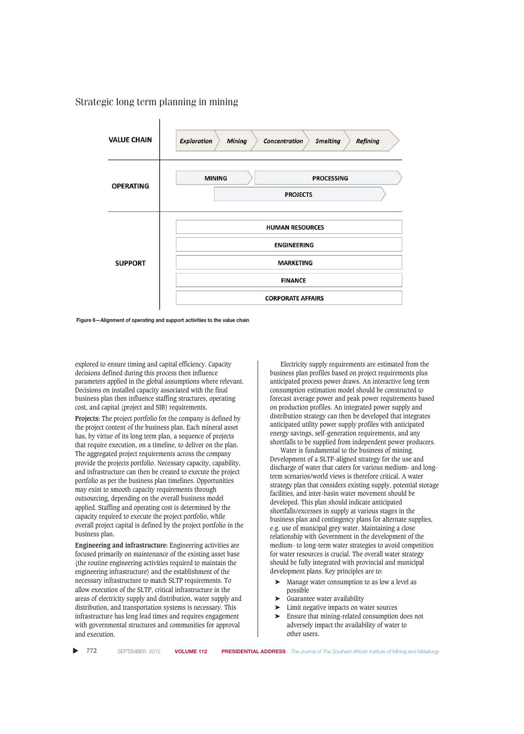Figure 6—Alignment of operating and support activities to the value chain

| | |
|---|---|
| VALUE CHAIN | *Exploration* → *Mining* → *Concentration* → *Smelting* → *Refining* |
| OPERATING | MINING → PROCESSING; PROJECTS |
| SUPPORT | HUMAN RESOURCES; ENGINEERING; MARKETING; FINANCE; CORPORATE AFFAIRS |

explored to ensure timing and capital efficiency. Capacity decisions defined during this process then influence parameters applied in the global assumptions where relevant. Decisions on installed capacity associated with the final business plan then influence staffing structures, operating cost, and capital (project and SIB) requirements.

**Projects:** The project portfolio for the company is defined by the project content of the business plan. Each mineral asset has, by virtue of its long term plan, a sequence of projects that require execution, on a timeline, to deliver on the plan. The aggregated project requirements across the company provide the projects portfolio. Necessary capacity, capability, and infrastructure can then be created to execute the project portfolio as per the business plan timelines. Opportunities may exist to smooth capacity requirements through outsourcing, depending on the overall business model applied. Staffing and operating cost is determined by the capacity required to execute the project portfolio, while overall project capital is defined by the project portfolio in the business plan.

**Engineering and infrastructure:** Engineering activities are focused primarily on maintenance of the existing asset base (the routine engineering activities required to maintain the engineering infrastructure) and the establishment of the necessary infrastructure to match SLTP requirements. To allow execution of the SLTP, critical infrastructure in the areas of electricity supply and distribution, water supply and distribution, and transportation systems is necessary. This infrastructure has long lead times and requires engagement with governmental structures and communities for approval and execution.

Electricity supply requirements are estimated from the business plan profiles based on project requirements plus anticipated process power draws. An interactive long term consumption estimation model should be constructed to forecast average power and peak power requirements based on production profiles. An integrated power supply and distribution strategy can then be developed that integrates anticipated utility power supply profiles with anticipated energy savings, self-generation requirements, and any shortfalls to be supplied from independent power producers.

Water is fundamental to the business of mining. Development of a SLTP-aligned strategy for the use and discharge of water that caters for various medium- and long-term scenarios/world views is therefore critical. A water strategy plan that considers existing supply, potential storage facilities, and inter-basin water movement should be developed. This plan should indicate anticipated shortfalls/excesses in supply at various stages in the business plan and contingency plans for alternate supplies, e.g. use of municipal grey water. Maintaining a close relationship with Government in the development of the medium- to long-term water strategies to avoid competition for water resources is crucial. The overall water strategy should be fully integrated with provincial and municipal development plans. Key principles are to:

- Manage water consumption to as low a level as possible
- Guarantee water availability
- Limit negative impacts on water sources
- Ensure that mining-related consumption does not adversely impact the availability of water to other users.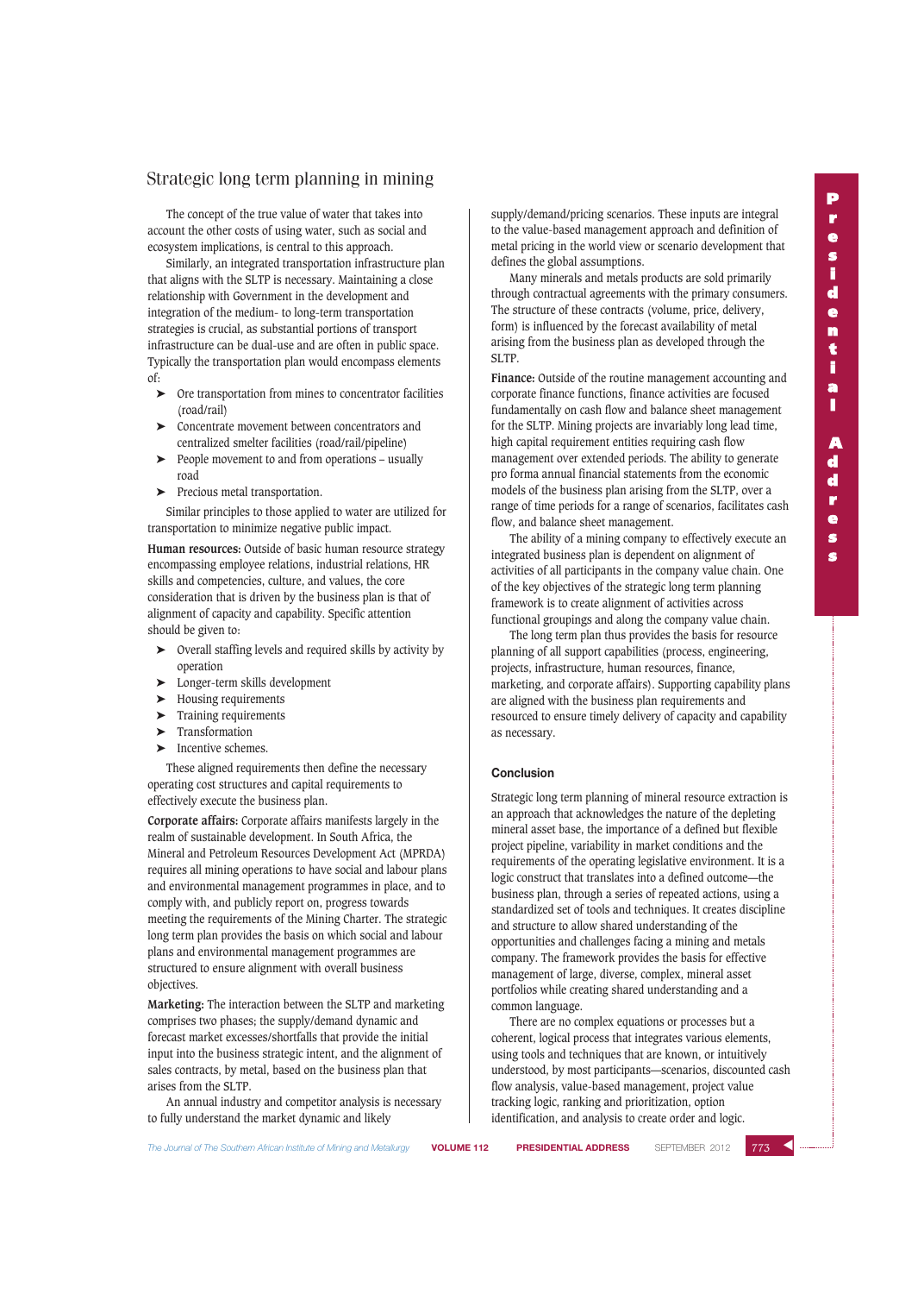The concept of the true value of water that takes into account the other costs of using water, such as social and ecosystem implications, is central to this approach.

Similarly, an integrated transportation infrastructure plan that aligns with the SLTP is necessary. Maintaining a close relationship with Government in the development and integration of the medium- to long-term transportation strategies is crucial, as substantial portions of transport infrastructure can be dual-use and are often in public space. Typically the transportation plan would encompass elements of:

- Ore transportation from mines to concentrator facilities (road/rail)
- Concentrate movement between concentrators and centralized smelter facilities (road/rail/pipeline)
- People movement to and from operations – usually road
- Precious metal transportation.

Similar principles to those applied to water are utilized for transportation to minimize negative public impact.

**Human resources:** Outside of basic human resource strategy encompassing employee relations, industrial relations, HR skills and competencies, culture, and values, the core consideration that is driven by the business plan is that of alignment of capacity and capability. Specific attention should be given to:

- Overall staffing levels and required skills by activity by operation
- Longer-term skills development
- Housing requirements
- Training requirements
- Transformation
- Incentive schemes.

These aligned requirements then define the necessary operating cost structures and capital requirements to effectively execute the business plan.

**Corporate affairs:** Corporate affairs manifests largely in the realm of sustainable development. In South Africa, the Mineral and Petroleum Resources Development Act (MPRDA) requires all mining operations to have social and labour plans and environmental management programmes in place, and to comply with, and publicly report on, progress towards meeting the requirements of the Mining Charter. The strategic long term plan provides the basis on which social and labour plans and environmental management programmes are structured to ensure alignment with overall business objectives.

**Marketing:** The interaction between the SLTP and marketing comprises two phases; the supply/demand dynamic and forecast market excesses/shortfalls that provide the initial input into the business strategic intent, and the alignment of sales contracts, by metal, based on the business plan that arises from the SLTP.

An annual industry and competitor analysis is necessary to fully understand the market dynamic and likely supply/demand/pricing scenarios. These inputs are integral to the value-based management approach and definition of metal pricing in the world view or scenario development that defines the global assumptions.

Many minerals and metals products are sold primarily through contractual agreements with the primary consumers. The structure of these contracts (volume, price, delivery, form) is influenced by the forecast availability of metal arising from the business plan as developed through the SLTP.

**Finance:** Outside of the routine management accounting and corporate finance functions, finance activities are focused fundamentally on cash flow and balance sheet management for the SLTP. Mining projects are invariably long lead time, high capital requirement entities requiring cash flow management over extended periods. The ability to generate pro forma annual financial statements from the economic models of the business plan arising from the SLTP, over a range of time periods for a range of scenarios, facilitates cash flow, and balance sheet management.

The ability of a mining company to effectively execute an integrated business plan is dependent on alignment of activities of all participants in the company value chain. One of the key objectives of the strategic long term planning framework is to create alignment of activities across functional groupings and along the company value chain.

The long term plan thus provides the basis for resource planning of all support capabilities (process, engineering, projects, infrastructure, human resources, finance, marketing, and corporate affairs). Supporting capability plans are aligned with the business plan requirements and resourced to ensure timely delivery of capacity and capability as necessary.

## Conclusion

Strategic long term planning of mineral resource extraction is an approach that acknowledges the nature of the depleting mineral asset base, the importance of a defined but flexible project pipeline, variability in market conditions and the requirements of the operating legislative environment. It is a logic construct that translates into a defined outcome—the business plan, through a series of repeated actions, using a standardized set of tools and techniques. It creates discipline and structure to allow shared understanding of the opportunities and challenges facing a mining and metals company. The framework provides the basis for effective management of large, diverse, complex, mineral asset portfolios while creating shared understanding and a common language.

There are no complex equations or processes but a coherent, logical process that integrates various elements, using tools and techniques that are known, or intuitively understood, by most participants—scenarios, discounted cash flow analysis, value-based management, project value tracking logic, ranking and prioritization, option identification, and analysis to create order and logic.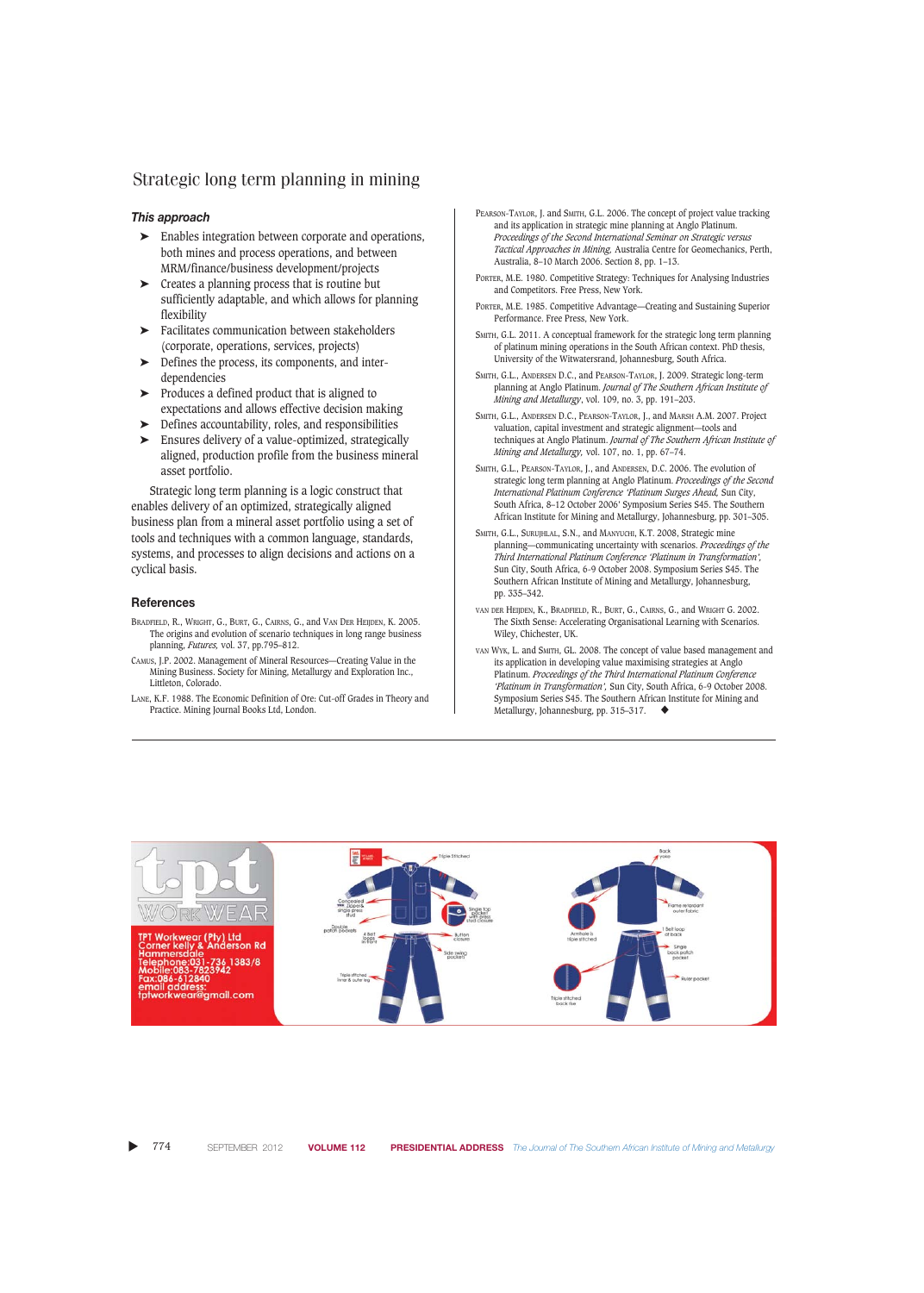## This approach

- ➤ Enables integration between corporate and operations, both mines and process operations, and between MRM/finance/business development/projects
- ➤ Creates a planning process that is routine but sufficiently adaptable, and which allows for planning flexibility
- ➤ Facilitates communication between stakeholders (corporate, operations, services, projects)
- ➤ Defines the process, its components, and inter-dependencies
- ➤ Produces a defined product that is aligned to expectations and allows effective decision making
- ➤ Defines accountability, roles, and responsibilities
- ➤ Ensures delivery of a value-optimized, strategically aligned, production profile from the business mineral asset portfolio.

Strategic long term planning is a logic construct that enables delivery of an optimized, strategically aligned business plan from a mineral asset portfolio using a set of tools and techniques with a common language, standards, systems, and processes to align decisions and actions on a cyclical basis.

## References

BRADFIELD, R., WRIGHT, G., BURT, G., CAIRNS, G., and VAN DER HEIJDEN, K. 2005. The origins and evolution of scenario techniques in long range business planning, *Futures*, vol. 37, pp.795–812.

CAMUS, J.P. 2002. Management of Mineral Resources—Creating Value in the Mining Business. Society for Mining, Metallurgy and Exploration Inc., Littleton, Colorado.

LANE, K.F. 1988. The Economic Definition of Ore: Cut-off Grades in Theory and Practice. Mining Journal Books Ltd, London.

PEARSON-TAYLOR, J. and SMITH, G.L. 2006. The concept of project value tracking and its application in strategic mine planning at Anglo Platinum. *Proceedings of the Second International Seminar on Strategic versus Tactical Approaches in Mining*, Australia Centre for Geomechanics, Perth, Australia, 8–10 March 2006. Section 8, pp. 1–13.

PORTER, M.E. 1980. Competitive Strategy: Techniques for Analysing Industries and Competitors. Free Press, New York.

PORTER, M.E. 1985. Competitive Advantage—Creating and Sustaining Superior Performance. Free Press, New York.

SMITH, G.L. 2011. A conceptual framework for the strategic long term planning of platinum mining operations in the South African context. PhD thesis, University of the Witwatersrand, Johannesburg, South Africa.

SMITH, G.L., ANDERSEN D.C., and PEARSON-TAYLOR, J. 2009. Strategic long-term planning at Anglo Platinum. *Journal of The Southern African Institute of Mining and Metallurgy*, vol. 109, no. 3, pp. 191–203.

SMITH, G.L., ANDERSEN D.C., PEARSON-TAYLOR, J., and MARSH A.M. 2007. Project valuation, capital investment and strategic alignment—tools and techniques at Anglo Platinum. *Journal of The Southern African Institute of Mining and Metallurgy*, vol. 107, no. 1, pp. 67–74.

SMITH, G.L., PEARSON-TAYLOR, J., and ANDERSEN, D.C. 2006. The evolution of strategic long term planning at Anglo Platinum. *Proceedings of the Second International Platinum Conference 'Platinum Surges Ahead*, Sun City, South Africa, 8–12 October 2006' Symposium Series S45. The Southern African Institute for Mining and Metallurgy, Johannesburg, pp. 301–305.

SMITH, G.L., SURUJHLAL, S.N., and MANYUCHI, K.T. 2008, Strategic mine planning—communicating uncertainty with scenarios. *Proceedings of the Third International Platinum Conference 'Platinum in Transformation'*, Sun City, South Africa, 6-9 October 2008. Symposium Series S45. The Southern African Institute of Mining and Metallurgy, Johannesburg, pp. 335–342.

VAN DER HEIJDEN, K., BRADFIELD, R., BURT, G., CAIRNS, G., and WRIGHT G. 2002. The Sixth Sense: Accelerating Organisational Learning with Scenarios. Wiley, Chichester, UK.

VAN WYK, L. and SMITH, GL. 2008. The concept of value based management and its application in developing value maximising strategies at Anglo Platinum. *Proceedings of the Third International Platinum Conference 'Platinum in Transformation'*, Sun City, South Africa, 6-9 October 2008. Symposium Series S45. The Southern African Institute for Mining and Metallurgy, Johannesburg, pp. 315–317. ◆